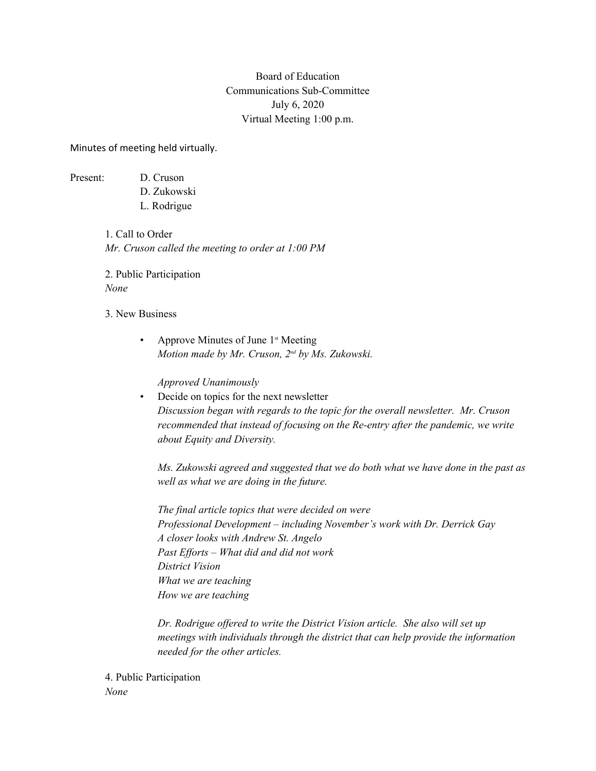Board of Education
Communications Sub-Committee
July 6, 2020
Virtual Meeting 1:00 p.m.

Minutes of meeting held virtually.

Present: D. Cruson
D. Zukowski
L. Rodrigue

1. Call to Order
*Mr. Cruson called the meeting to order at 1:00 PM*

2. Public Participation
*None*

3. New Business

- Approve Minutes of June 1st Meeting
  *Motion made by Mr. Cruson, 2nd by Ms. Zukowski.*

  *Approved Unanimously*
- Decide on topics for the next newsletter
  *Discussion began with regards to the topic for the overall newsletter. Mr. Cruson recommended that instead of focusing on the Re-entry after the pandemic, we write about Equity and Diversity.*

  *Ms. Zukowski agreed and suggested that we do both what we have done in the past as well as what we are doing in the future.*

  *The final article topics that were decided on were*
  *Professional Development – including November's work with Dr. Derrick Gay*
  *A closer looks with Andrew St. Angelo*
  *Past Efforts – What did and did not work*
  *District Vision*
  *What we are teaching*
  *How we are teaching*

  *Dr. Rodrigue offered to write the District Vision article. She also will set up meetings with individuals through the district that can help provide the information needed for the other articles.*

4. Public Participation
*None*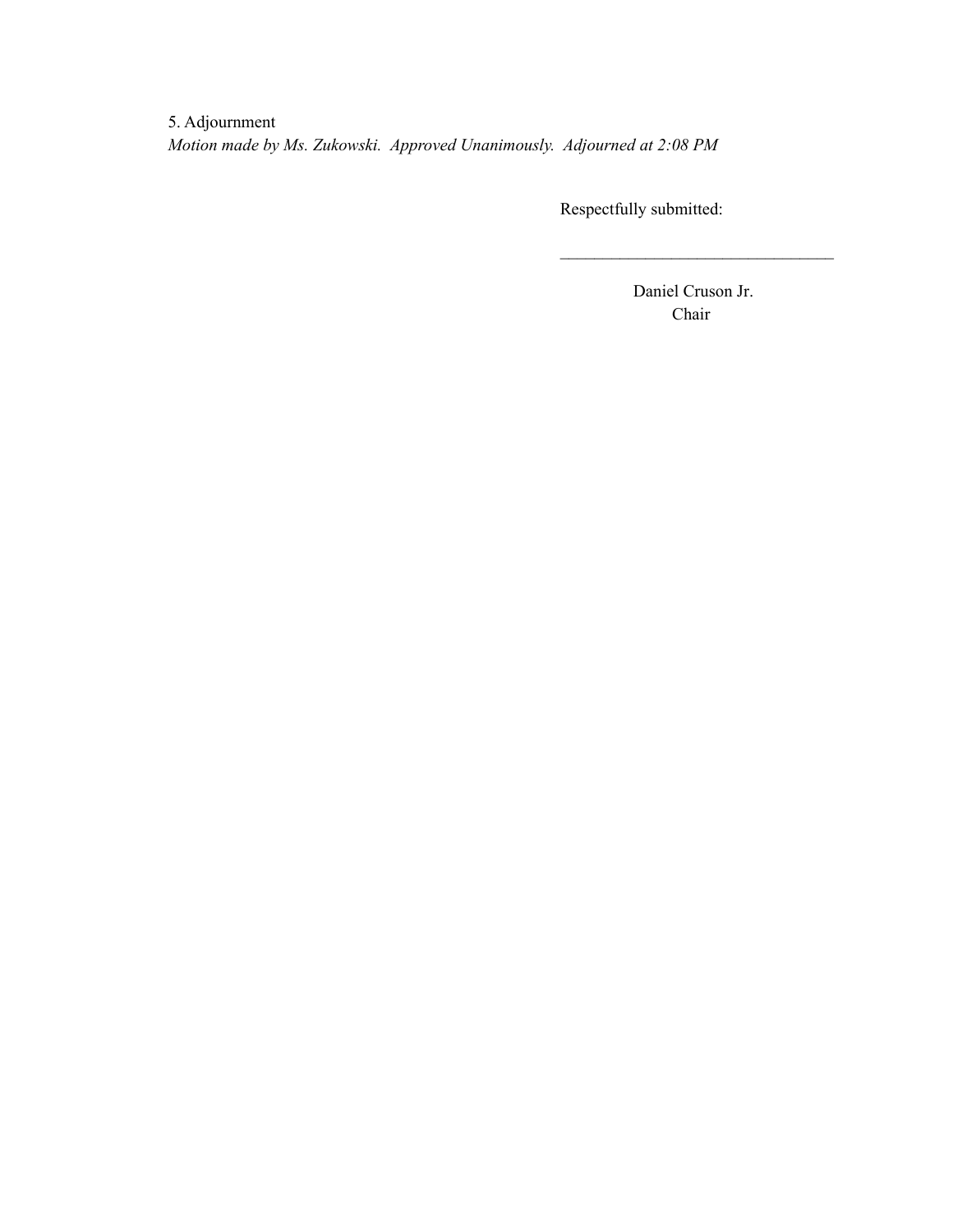5. Adjournment

*Motion made by Ms. Zukowski. Approved Unanimously. Adjourned at 2:08 PM*

Respectfully submitted:

_________________________________

Daniel Cruson Jr.
Chair